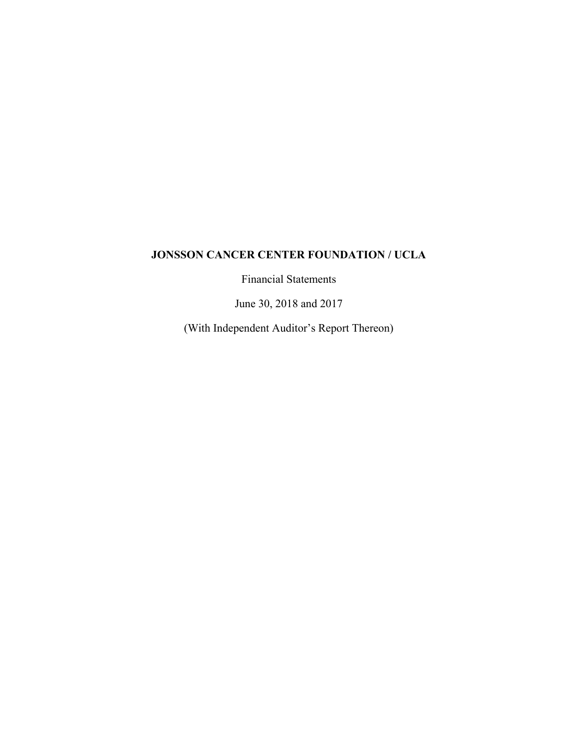# JONSSON CANCER CENTER FOUNDATION / UCLA

Financial Statements

June 30, 2018 and 2017

(With Independent Auditor's Report Thereon)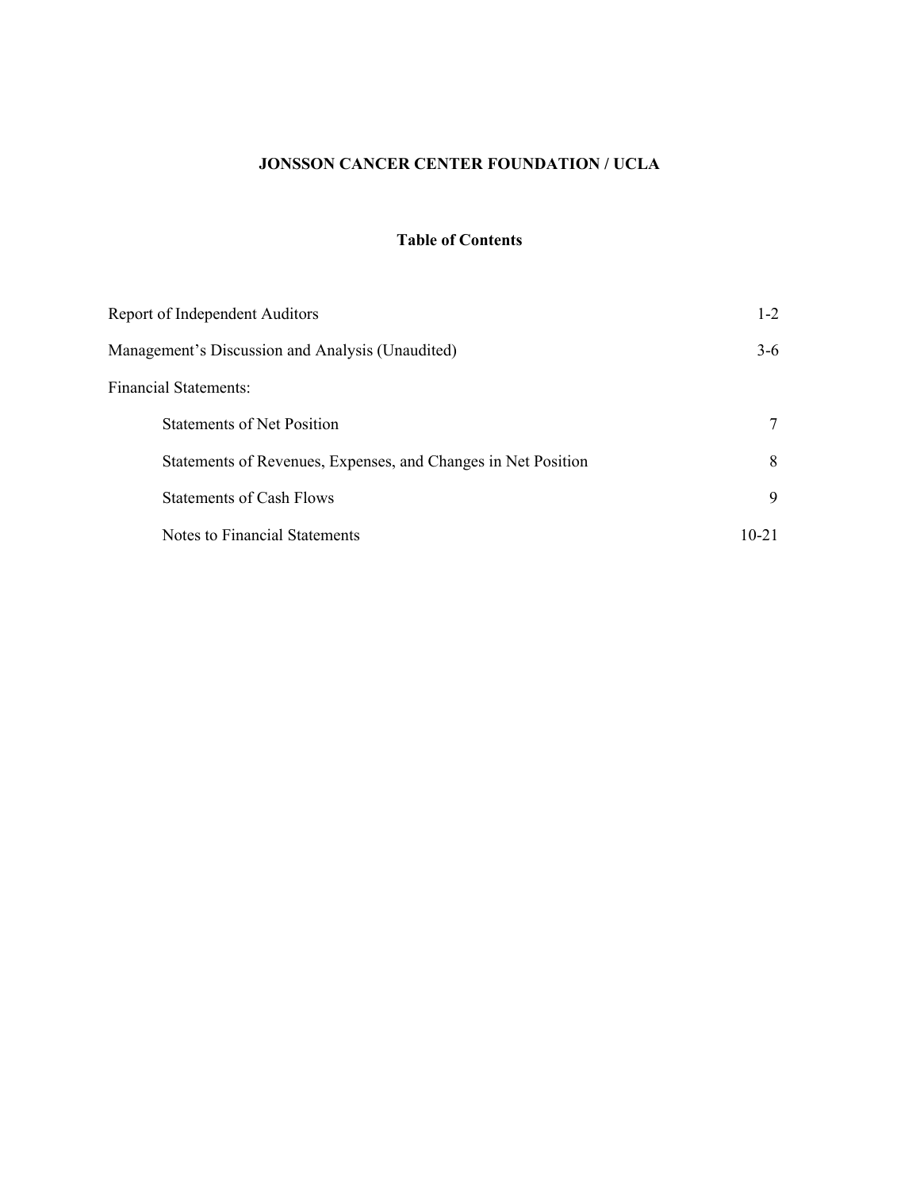# JONSSON CANCER CENTER FOUNDATION / UCLA

## Table of Contents

| | |
|---|---|
| Report of Independent Auditors | 1-2 |
| Management's Discussion and Analysis (Unaudited) | 3-6 |
| Financial Statements: | |
| Statements of Net Position | 7 |
| Statements of Revenues, Expenses, and Changes in Net Position | 8 |
| Statements of Cash Flows | 9 |
| Notes to Financial Statements | 10-21 |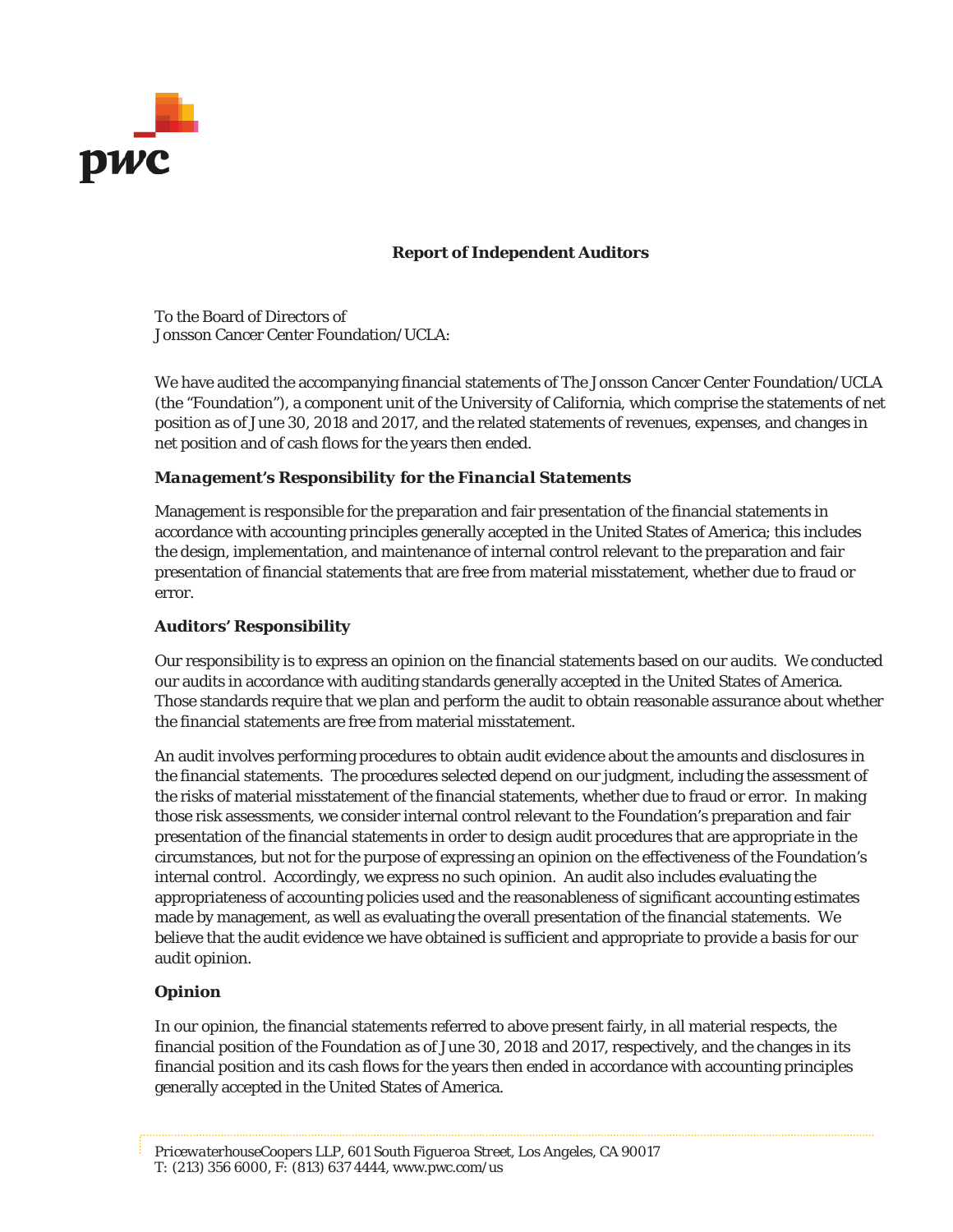# Report of Independent Auditors

To the Board of Directors of
Jonsson Cancer Center Foundation/UCLA:

We have audited the accompanying financial statements of The Jonsson Cancer Center Foundation/UCLA (the "Foundation"), a component unit of the University of California, which comprise the statements of net position as of June 30, 2018 and 2017, and the related statements of revenues, expenses, and changes in net position and of cash flows for the years then ended.

### *Management's Responsibility for the Financial Statements*

Management is responsible for the preparation and fair presentation of the financial statements in accordance with accounting principles generally accepted in the United States of America; this includes the design, implementation, and maintenance of internal control relevant to the preparation and fair presentation of financial statements that are free from material misstatement, whether due to fraud or error.

### Auditors' Responsibility

Our responsibility is to express an opinion on the financial statements based on our audits. We conducted our audits in accordance with auditing standards generally accepted in the United States of America. Those standards require that we plan and perform the audit to obtain reasonable assurance about whether the financial statements are free from material misstatement.

An audit involves performing procedures to obtain audit evidence about the amounts and disclosures in the financial statements. The procedures selected depend on our judgment, including the assessment of the risks of material misstatement of the financial statements, whether due to fraud or error. In making those risk assessments, we consider internal control relevant to the Foundation's preparation and fair presentation of the financial statements in order to design audit procedures that are appropriate in the circumstances, but not for the purpose of expressing an opinion on the effectiveness of the Foundation's internal control. Accordingly, we express no such opinion. An audit also includes evaluating the appropriateness of accounting policies used and the reasonableness of significant accounting estimates made by management, as well as evaluating the overall presentation of the financial statements. We believe that the audit evidence we have obtained is sufficient and appropriate to provide a basis for our audit opinion.

### Opinion

In our opinion, the financial statements referred to above present fairly, in all material respects, the financial position of the Foundation as of June 30, 2018 and 2017, respectively, and the changes in its financial position and its cash flows for the years then ended in accordance with accounting principles generally accepted in the United States of America.

*PricewaterhouseCoopers LLP, 601 South Figueroa Street, Los Angeles, CA 90017*
T: (213) 356 6000, F: (813) 637 4444, www.pwc.com/us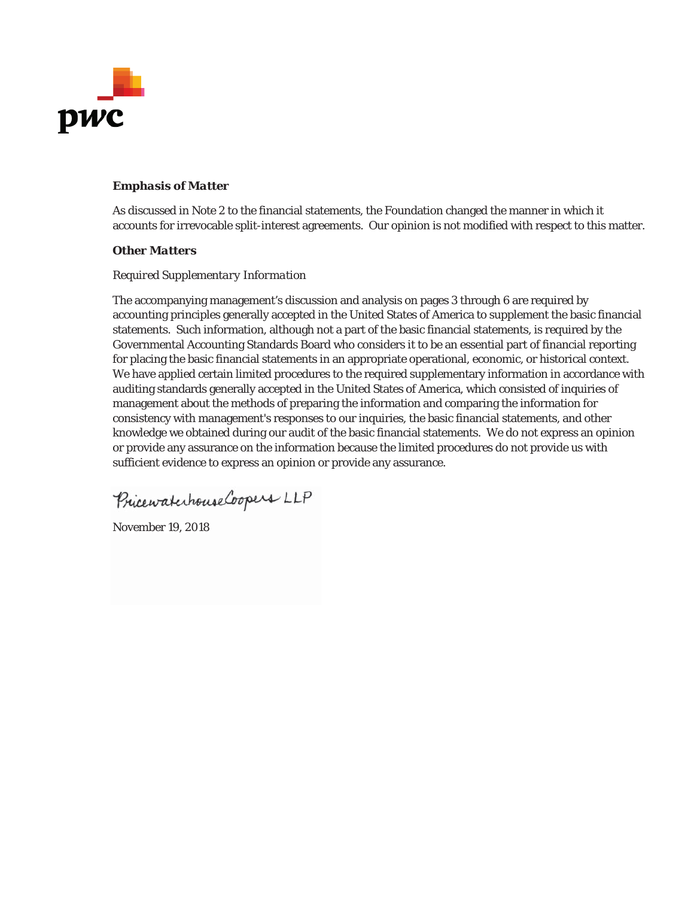### *Emphasis of Matter*

As discussed in Note 2 to the financial statements, the Foundation changed the manner in which it accounts for irrevocable split-interest agreements. Our opinion is not modified with respect to this matter.

### *Other Matters*

*Required Supplementary Information*

The accompanying management's discussion and analysis on pages 3 through 6 are required by accounting principles generally accepted in the United States of America to supplement the basic financial statements. Such information, although not a part of the basic financial statements, is required by the Governmental Accounting Standards Board who considers it to be an essential part of financial reporting for placing the basic financial statements in an appropriate operational, economic, or historical context. We have applied certain limited procedures to the required supplementary information in accordance with auditing standards generally accepted in the United States of America, which consisted of inquiries of management about the methods of preparing the information and comparing the information for consistency with management's responses to our inquiries, the basic financial statements, and other knowledge we obtained during our audit of the basic financial statements. We do not express an opinion or provide any assurance on the information because the limited procedures do not provide us with sufficient evidence to express an opinion or provide any assurance.

PricewaterhouseCoopers LLP

November 19, 2018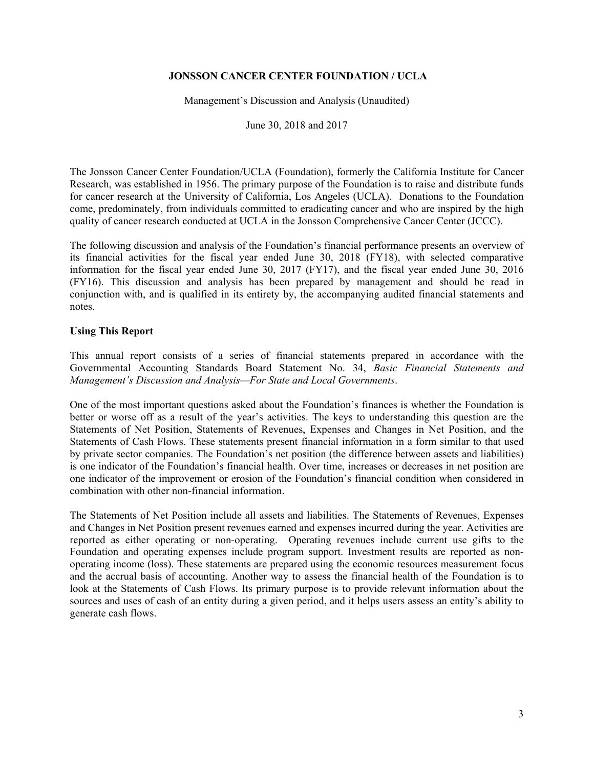**JONSSON CANCER CENTER FOUNDATION / UCLA**

Management's Discussion and Analysis (Unaudited)

June 30, 2018 and 2017

The Jonsson Cancer Center Foundation/UCLA (Foundation), formerly the California Institute for Cancer Research, was established in 1956. The primary purpose of the Foundation is to raise and distribute funds for cancer research at the University of California, Los Angeles (UCLA). Donations to the Foundation come, predominately, from individuals committed to eradicating cancer and who are inspired by the high quality of cancer research conducted at UCLA in the Jonsson Comprehensive Cancer Center (JCCC).

The following discussion and analysis of the Foundation's financial performance presents an overview of its financial activities for the fiscal year ended June 30, 2018 (FY18), with selected comparative information for the fiscal year ended June 30, 2017 (FY17), and the fiscal year ended June 30, 2016 (FY16). This discussion and analysis has been prepared by management and should be read in conjunction with, and is qualified in its entirety by, the accompanying audited financial statements and notes.

**Using This Report**

This annual report consists of a series of financial statements prepared in accordance with the Governmental Accounting Standards Board Statement No. 34, *Basic Financial Statements and Management's Discussion and Analysis—For State and Local Governments*.

One of the most important questions asked about the Foundation's finances is whether the Foundation is better or worse off as a result of the year's activities. The keys to understanding this question are the Statements of Net Position, Statements of Revenues, Expenses and Changes in Net Position, and the Statements of Cash Flows. These statements present financial information in a form similar to that used by private sector companies. The Foundation's net position (the difference between assets and liabilities) is one indicator of the Foundation's financial health. Over time, increases or decreases in net position are one indicator of the improvement or erosion of the Foundation's financial condition when considered in combination with other non-financial information.

The Statements of Net Position include all assets and liabilities. The Statements of Revenues, Expenses and Changes in Net Position present revenues earned and expenses incurred during the year. Activities are reported as either operating or non-operating. Operating revenues include current use gifts to the Foundation and operating expenses include program support. Investment results are reported as non-operating income (loss). These statements are prepared using the economic resources measurement focus and the accrual basis of accounting. Another way to assess the financial health of the Foundation is to look at the Statements of Cash Flows. Its primary purpose is to provide relevant information about the sources and uses of cash of an entity during a given period, and it helps users assess an entity's ability to generate cash flows.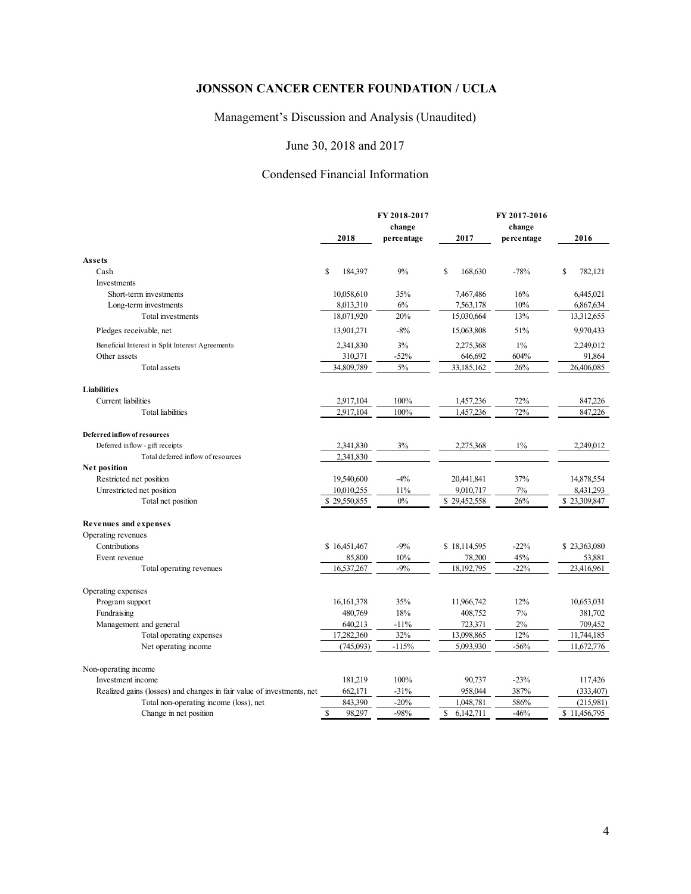# JONSSON CANCER CENTER FOUNDATION / UCLA

## Management's Discussion and Analysis (Unaudited)

## June 30, 2018 and 2017

## Condensed Financial Information

| | 2018 | FY 2018-2017 change percentage | 2017 | FY 2017-2016 change percentage | 2016 |
|---|---|---|---|---|---|
| **Assets** | | | | | |
| Cash | $ 184,397 | 9% | $ 168,630 | -78% | $ 782,121 |
| Investments | | | | | |
| Short-term investments | 10,058,610 | 35% | 7,467,486 | 16% | 6,445,021 |
| Long-term investments | 8,013,310 | 6% | 7,563,178 | 10% | 6,867,634 |
| Total investments | 18,071,920 | 20% | 15,030,664 | 13% | 13,312,655 |
| Pledges receivable, net | 13,901,271 | -8% | 15,063,808 | 51% | 9,970,433 |
| Beneficial Interest in Split Interest Agreements | 2,341,830 | 3% | 2,275,368 | 1% | 2,249,012 |
| Other assets | 310,371 | -52% | 646,692 | 604% | 91,864 |
| Total assets | 34,809,789 | 5% | 33,185,162 | 26% | 26,406,085 |
| **Liabilities** | | | | | |
| Current liabilities | 2,917,104 | 100% | 1,457,236 | 72% | 847,226 |
| Total liabilities | 2,917,104 | 100% | 1,457,236 | 72% | 847,226 |
| **Deferred inflow of resources** | | | | | |
| Deferred inflow - gift receipts | 2,341,830 | 3% | 2,275,368 | 1% | 2,249,012 |
| Total deferred inflow of resources | 2,341,830 | | | | |
| **Net position** | | | | | |
| Restricted net position | 19,540,600 | -4% | 20,441,841 | 37% | 14,878,554 |
| Unrestricted net position | 10,010,255 | 11% | 9,010,717 | 7% | 8,431,293 |
| Total net position | $ 29,550,855 | 0% | $ 29,452,558 | 26% | $ 23,309,847 |
| **Revenues and expenses** | | | | | |
| Operating revenues | | | | | |
| Contributions | $ 16,451,467 | -9% | $ 18,114,595 | -22% | $ 23,363,080 |
| Event revenue | 85,800 | 10% | 78,200 | 45% | 53,881 |
| Total operating revenues | 16,537,267 | -9% | 18,192,795 | -22% | 23,416,961 |
| Operating expenses | | | | | |
| Program support | 16,161,378 | 35% | 11,966,742 | 12% | 10,653,031 |
| Fundraising | 480,769 | 18% | 408,752 | 7% | 381,702 |
| Management and general | 640,213 | -11% | 723,371 | 2% | 709,452 |
| Total operating expenses | 17,282,360 | 32% | 13,098,865 | 12% | 11,744,185 |
| Net operating income | (745,093) | -115% | 5,093,930 | -56% | 11,672,776 |
| Non-operating income | | | | | |
| Investment income | 181,219 | 100% | 90,737 | -23% | 117,426 |
| Realized gains (losses) and changes in fair value of investments, net | 662,171 | -31% | 958,044 | 387% | (333,407) |
| Total non-operating income (loss), net | 843,390 | -20% | 1,048,781 | 586% | (215,981) |
| Change in net position | $ 98,297 | -98% | $ 6,142,711 | -46% | $ 11,456,795 |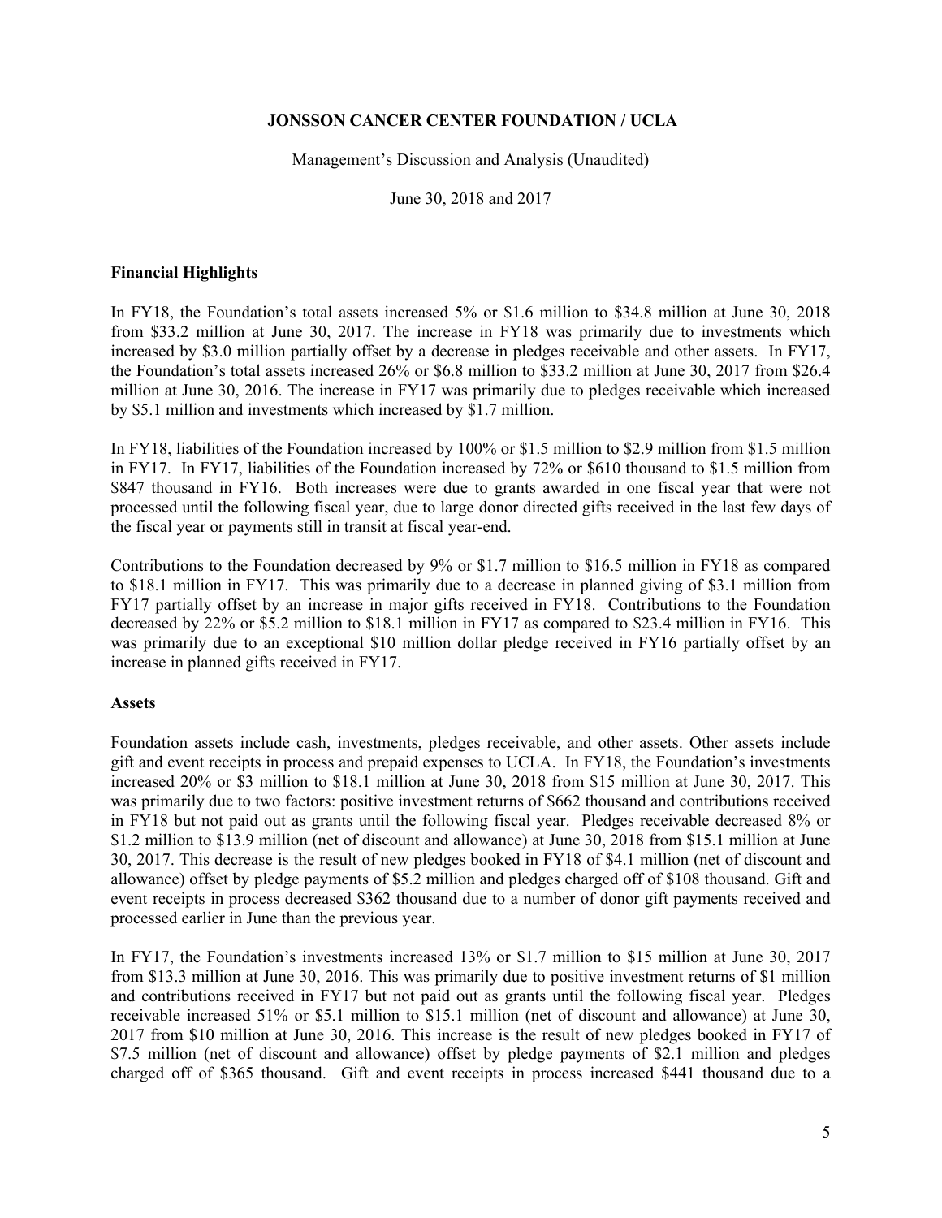**JONSSON CANCER CENTER FOUNDATION / UCLA**

Management's Discussion and Analysis (Unaudited)

June 30, 2018 and 2017

## Financial Highlights

In FY18, the Foundation's total assets increased 5% or $1.6 million to $34.8 million at June 30, 2018 from $33.2 million at June 30, 2017. The increase in FY18 was primarily due to investments which increased by $3.0 million partially offset by a decrease in pledges receivable and other assets. In FY17, the Foundation's total assets increased 26% or $6.8 million to $33.2 million at June 30, 2017 from $26.4 million at June 30, 2016. The increase in FY17 was primarily due to pledges receivable which increased by $5.1 million and investments which increased by $1.7 million.

In FY18, liabilities of the Foundation increased by 100% or $1.5 million to $2.9 million from $1.5 million in FY17. In FY17, liabilities of the Foundation increased by 72% or $610 thousand to $1.5 million from $847 thousand in FY16. Both increases were due to grants awarded in one fiscal year that were not processed until the following fiscal year, due to large donor directed gifts received in the last few days of the fiscal year or payments still in transit at fiscal year-end.

Contributions to the Foundation decreased by 9% or $1.7 million to $16.5 million in FY18 as compared to $18.1 million in FY17. This was primarily due to a decrease in planned giving of $3.1 million from FY17 partially offset by an increase in major gifts received in FY18. Contributions to the Foundation decreased by 22% or $5.2 million to $18.1 million in FY17 as compared to $23.4 million in FY16. This was primarily due to an exceptional $10 million dollar pledge received in FY16 partially offset by an increase in planned gifts received in FY17.

## Assets

Foundation assets include cash, investments, pledges receivable, and other assets. Other assets include gift and event receipts in process and prepaid expenses to UCLA. In FY18, the Foundation's investments increased 20% or $3 million to $18.1 million at June 30, 2018 from $15 million at June 30, 2017. This was primarily due to two factors: positive investment returns of $662 thousand and contributions received in FY18 but not paid out as grants until the following fiscal year. Pledges receivable decreased 8% or $1.2 million to $13.9 million (net of discount and allowance) at June 30, 2018 from $15.1 million at June 30, 2017. This decrease is the result of new pledges booked in FY18 of $4.1 million (net of discount and allowance) offset by pledge payments of $5.2 million and pledges charged off of $108 thousand. Gift and event receipts in process decreased $362 thousand due to a number of donor gift payments received and processed earlier in June than the previous year.

In FY17, the Foundation's investments increased 13% or $1.7 million to $15 million at June 30, 2017 from $13.3 million at June 30, 2016. This was primarily due to positive investment returns of $1 million and contributions received in FY17 but not paid out as grants until the following fiscal year. Pledges receivable increased 51% or $5.1 million to $15.1 million (net of discount and allowance) at June 30, 2017 from $10 million at June 30, 2016. This increase is the result of new pledges booked in FY17 of $7.5 million (net of discount and allowance) offset by pledge payments of $2.1 million and pledges charged off of $365 thousand. Gift and event receipts in process increased $441 thousand due to a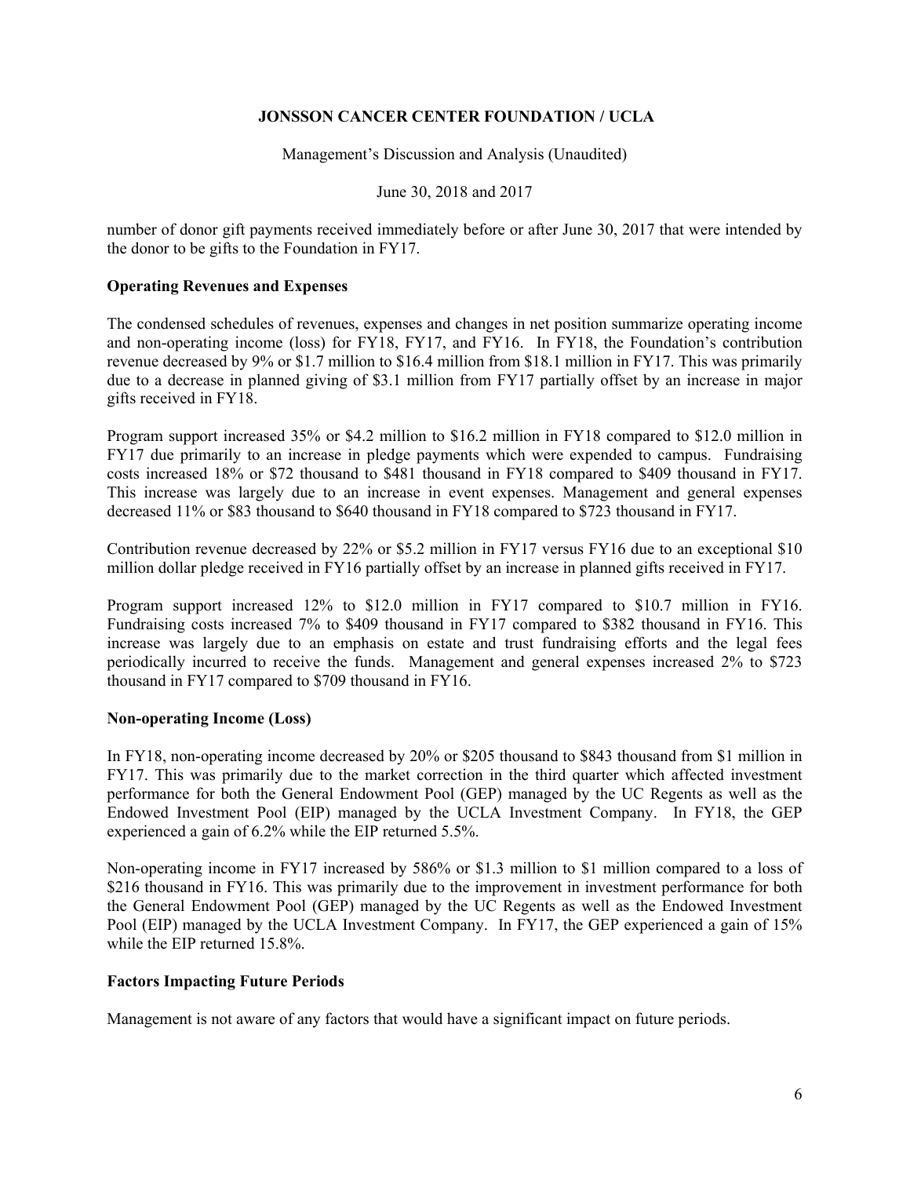number of donor gift payments received immediately before or after June 30, 2017 that were intended by the donor to be gifts to the Foundation in FY17.

### Operating Revenues and Expenses

The condensed schedules of revenues, expenses and changes in net position summarize operating income and non-operating income (loss) for FY18, FY17, and FY16. In FY18, the Foundation's contribution revenue decreased by 9% or $1.7 million to $16.4 million from $18.1 million in FY17. This was primarily due to a decrease in planned giving of $3.1 million from FY17 partially offset by an increase in major gifts received in FY18.

Program support increased 35% or $4.2 million to $16.2 million in FY18 compared to $12.0 million in FY17 due primarily to an increase in pledge payments which were expended to campus. Fundraising costs increased 18% or $72 thousand to $481 thousand in FY18 compared to $409 thousand in FY17. This increase was largely due to an increase in event expenses. Management and general expenses decreased 11% or $83 thousand to $640 thousand in FY18 compared to $723 thousand in FY17.

Contribution revenue decreased by 22% or $5.2 million in FY17 versus FY16 due to an exceptional $10 million dollar pledge received in FY16 partially offset by an increase in planned gifts received in FY17.

Program support increased 12% to $12.0 million in FY17 compared to $10.7 million in FY16. Fundraising costs increased 7% to $409 thousand in FY17 compared to $382 thousand in FY16. This increase was largely due to an emphasis on estate and trust fundraising efforts and the legal fees periodically incurred to receive the funds. Management and general expenses increased 2% to $723 thousand in FY17 compared to $709 thousand in FY16.

### Non-operating Income (Loss)

In FY18, non-operating income decreased by 20% or $205 thousand to $843 thousand from $1 million in FY17. This was primarily due to the market correction in the third quarter which affected investment performance for both the General Endowment Pool (GEP) managed by the UC Regents as well as the Endowed Investment Pool (EIP) managed by the UCLA Investment Company. In FY18, the GEP experienced a gain of 6.2% while the EIP returned 5.5%.

Non-operating income in FY17 increased by 586% or $1.3 million to $1 million compared to a loss of $216 thousand in FY16. This was primarily due to the improvement in investment performance for both the General Endowment Pool (GEP) managed by the UC Regents as well as the Endowed Investment Pool (EIP) managed by the UCLA Investment Company. In FY17, the GEP experienced a gain of 15% while the EIP returned 15.8%.

### Factors Impacting Future Periods

Management is not aware of any factors that would have a significant impact on future periods.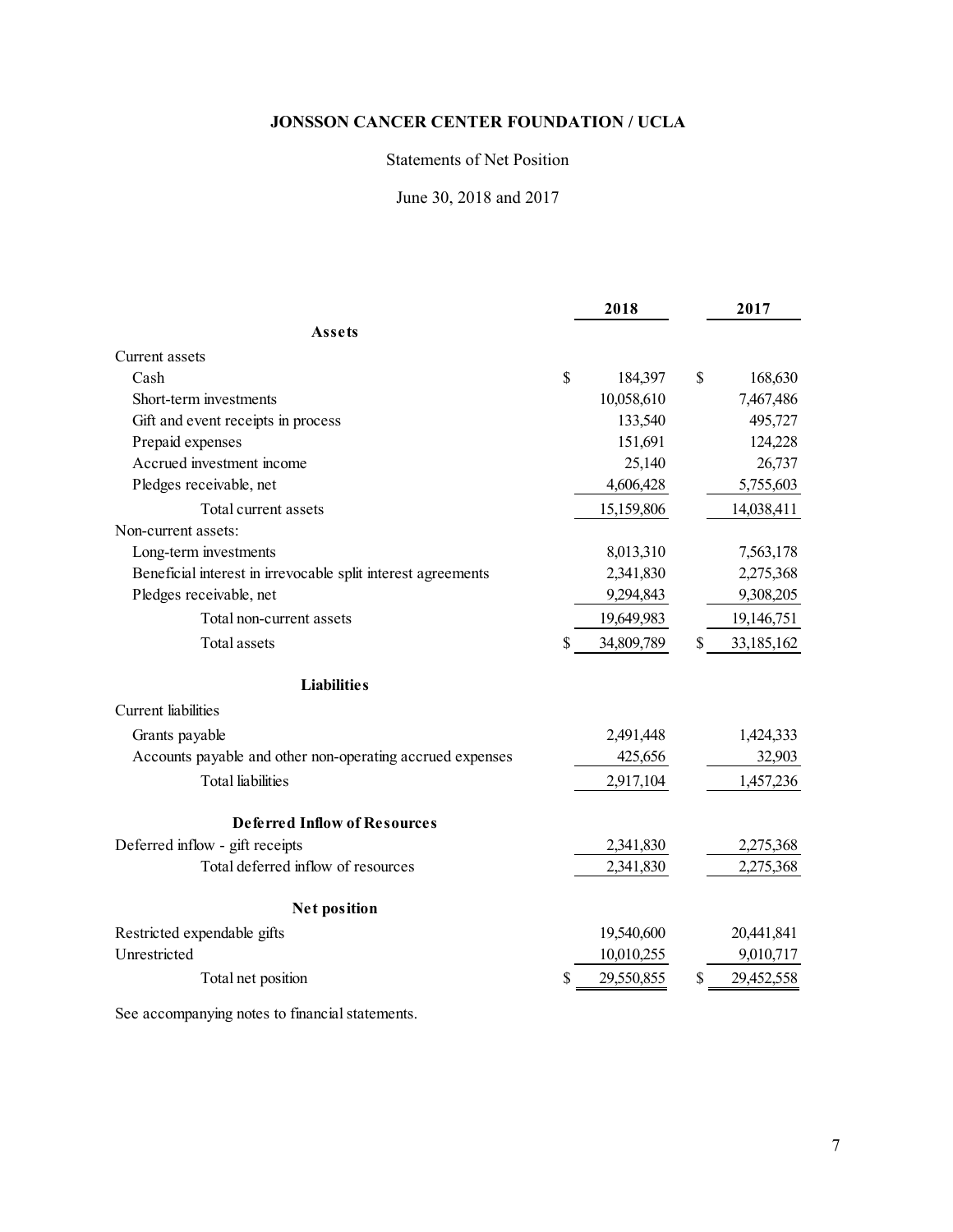# JONSSON CANCER CENTER FOUNDATION / UCLA

Statements of Net Position

June 30, 2018 and 2017

| | 2018 | 2017 |
|---|---|---|
| **Assets** | | |
| Current assets | | |
| Cash | $ 184,397 | $ 168,630 |
| Short-term investments | 10,058,610 | 7,467,486 |
| Gift and event receipts in process | 133,540 | 495,727 |
| Prepaid expenses | 151,691 | 124,228 |
| Accrued investment income | 25,140 | 26,737 |
| Pledges receivable, net | 4,606,428 | 5,755,603 |
| Total current assets | 15,159,806 | 14,038,411 |
| Non-current assets: | | |
| Long-term investments | 8,013,310 | 7,563,178 |
| Beneficial interest in irrevocable split interest agreements | 2,341,830 | 2,275,368 |
| Pledges receivable, net | 9,294,843 | 9,308,205 |
| Total non-current assets | 19,649,983 | 19,146,751 |
| Total assets | $ 34,809,789 | $ 33,185,162 |
| **Liabilities** | | |
| Current liabilities | | |
| Grants payable | 2,491,448 | 1,424,333 |
| Accounts payable and other non-operating accrued expenses | 425,656 | 32,903 |
| Total liabilities | 2,917,104 | 1,457,236 |
| **Deferred Inflow of Resources** | | |
| Deferred inflow - gift receipts | 2,341,830 | 2,275,368 |
| Total deferred inflow of resources | 2,341,830 | 2,275,368 |
| **Net position** | | |
| Restricted expendable gifts | 19,540,600 | 20,441,841 |
| Unrestricted | 10,010,255 | 9,010,717 |
| Total net position | $ 29,550,855 | $ 29,452,558 |

See accompanying notes to financial statements.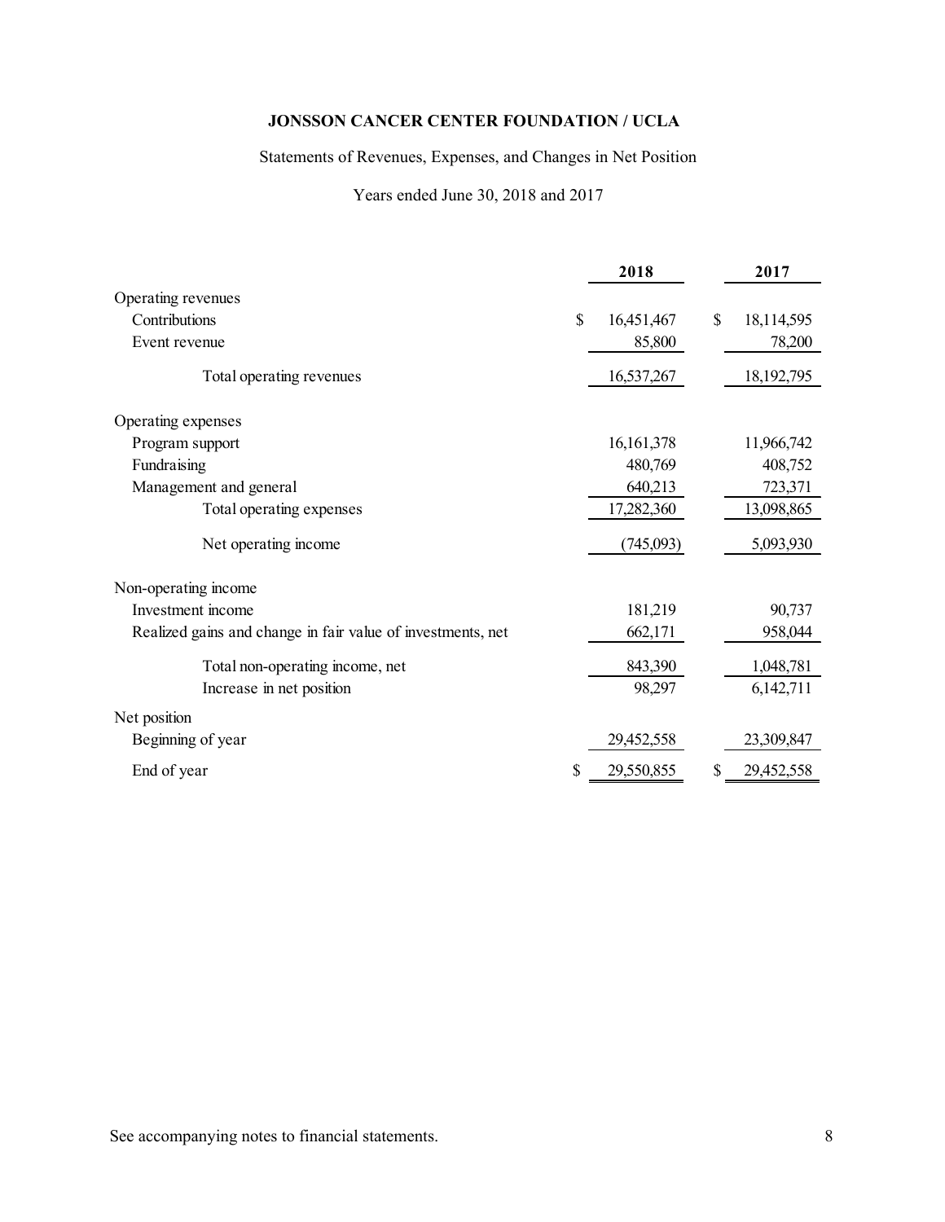# JONSSON CANCER CENTER FOUNDATION / UCLA

Statements of Revenues, Expenses, and Changes in Net Position

Years ended June 30, 2018 and 2017

| | 2018 | 2017 |
|---|---|---|
| Operating revenues | | |
| Contributions | $ 16,451,467 | $ 18,114,595 |
| Event revenue | 85,800 | 78,200 |
| Total operating revenues | 16,537,267 | 18,192,795 |
| Operating expenses | | |
| Program support | 16,161,378 | 11,966,742 |
| Fundraising | 480,769 | 408,752 |
| Management and general | 640,213 | 723,371 |
| Total operating expenses | 17,282,360 | 13,098,865 |
| Net operating income | (745,093) | 5,093,930 |
| Non-operating income | | |
| Investment income | 181,219 | 90,737 |
| Realized gains and change in fair value of investments, net | 662,171 | 958,044 |
| Total non-operating income, net | 843,390 | 1,048,781 |
| Increase in net position | 98,297 | 6,142,711 |
| Net position | | |
| Beginning of year | 29,452,558 | 23,309,847 |
| End of year | $ 29,550,855 | $ 29,452,558 |

See accompanying notes to financial statements.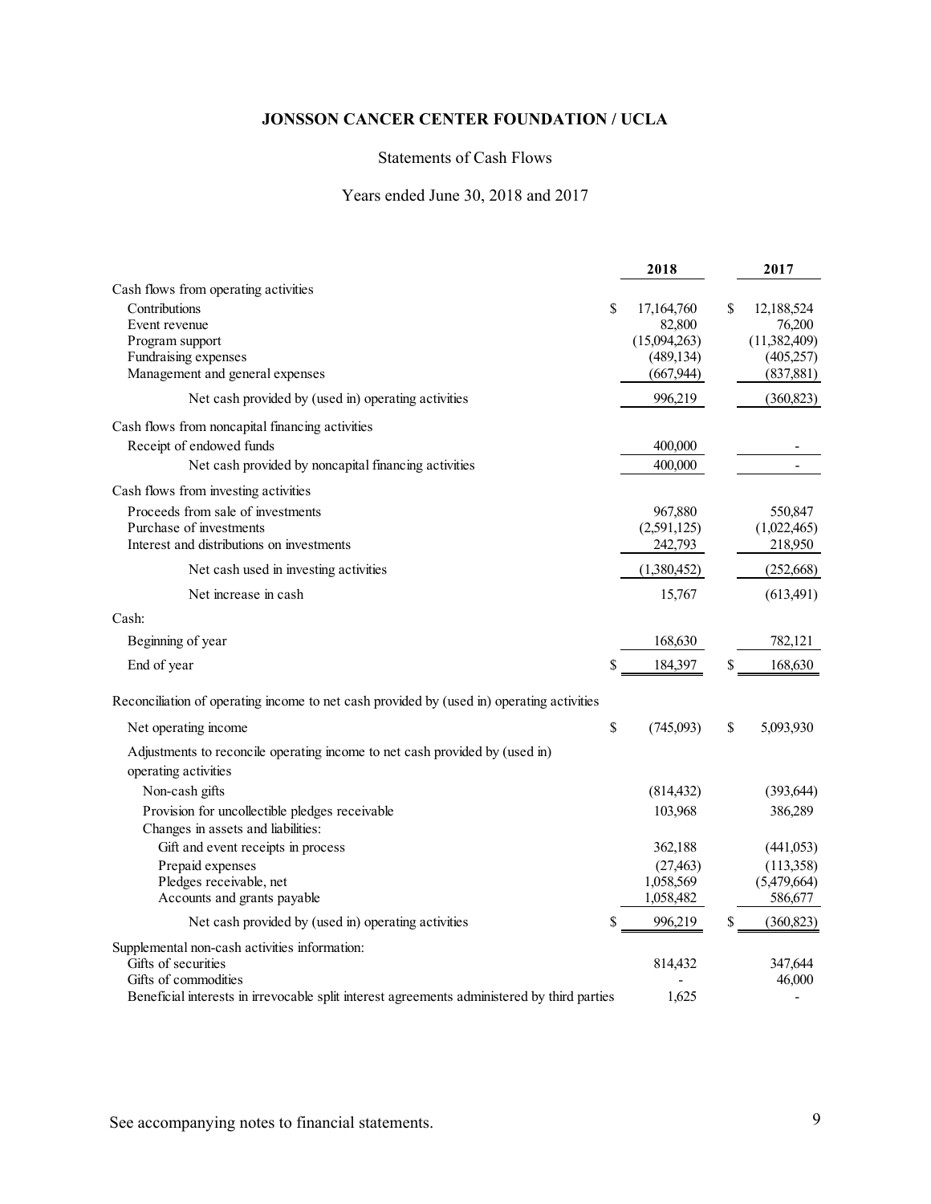# JONSSON CANCER CENTER FOUNDATION / UCLA

Statements of Cash Flows

Years ended June 30, 2018 and 2017

| | 2018 | 2017 |
|---|---|---|
| Cash flows from operating activities | | |
| Contributions | $ 17,164,760 | $ 12,188,524 |
| Event revenue | 82,800 | 76,200 |
| Program support | (15,094,263) | (11,382,409) |
| Fundraising expenses | (489,134) | (405,257) |
| Management and general expenses | (667,944) | (837,881) |
| Net cash provided by (used in) operating activities | 996,219 | (360,823) |
| Cash flows from noncapital financing activities | | |
| Receipt of endowed funds | 400,000 | - |
| Net cash provided by noncapital financing activities | 400,000 | - |
| Cash flows from investing activities | | |
| Proceeds from sale of investments | 967,880 | 550,847 |
| Purchase of investments | (2,591,125) | (1,022,465) |
| Interest and distributions on investments | 242,793 | 218,950 |
| Net cash used in investing activities | (1,380,452) | (252,668) |
| Net increase in cash | 15,767 | (613,491) |
| Cash: | | |
| Beginning of year | 168,630 | 782,121 |
| End of year | $ 184,397 | $ 168,630 |
| Reconciliation of operating income to net cash provided by (used in) operating activities | | |
| Net operating income | $ (745,093) | $ 5,093,930 |
| Adjustments to reconcile operating income to net cash provided by (used in) operating activities | | |
| Non-cash gifts | (814,432) | (393,644) |
| Provision for uncollectible pledges receivable | 103,968 | 386,289 |
| Changes in assets and liabilities: | | |
| Gift and event receipts in process | 362,188 | (441,053) |
| Prepaid expenses | (27,463) | (113,358) |
| Pledges receivable, net | 1,058,569 | (5,479,664) |
| Accounts and grants payable | 1,058,482 | 586,677 |
| Net cash provided by (used in) operating activities | $ 996,219 | $ (360,823) |
| Supplemental non-cash activities information: | | |
| Gifts of securities | 814,432 | 347,644 |
| Gifts of commodities | - | 46,000 |
| Beneficial interests in irrevocable split interest agreements administered by third parties | 1,625 | - |

See accompanying notes to financial statements.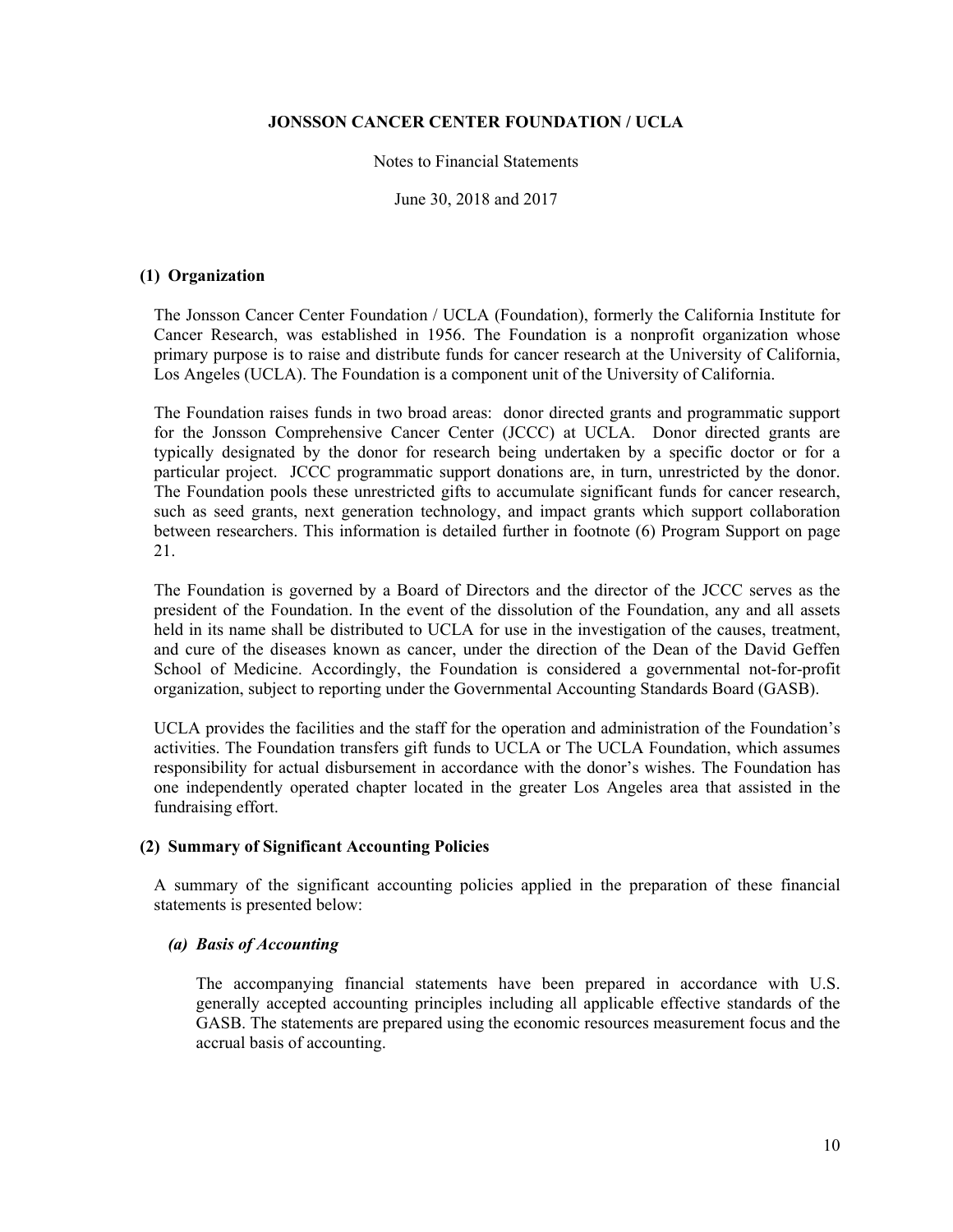# JONSSON CANCER CENTER FOUNDATION / UCLA

Notes to Financial Statements

June 30, 2018 and 2017

## (1) Organization

The Jonsson Cancer Center Foundation / UCLA (Foundation), formerly the California Institute for Cancer Research, was established in 1956. The Foundation is a nonprofit organization whose primary purpose is to raise and distribute funds for cancer research at the University of California, Los Angeles (UCLA). The Foundation is a component unit of the University of California.

The Foundation raises funds in two broad areas: donor directed grants and programmatic support for the Jonsson Comprehensive Cancer Center (JCCC) at UCLA. Donor directed grants are typically designated by the donor for research being undertaken by a specific doctor or for a particular project. JCCC programmatic support donations are, in turn, unrestricted by the donor. The Foundation pools these unrestricted gifts to accumulate significant funds for cancer research, such as seed grants, next generation technology, and impact grants which support collaboration between researchers. This information is detailed further in footnote (6) Program Support on page 21.

The Foundation is governed by a Board of Directors and the director of the JCCC serves as the president of the Foundation. In the event of the dissolution of the Foundation, any and all assets held in its name shall be distributed to UCLA for use in the investigation of the causes, treatment, and cure of the diseases known as cancer, under the direction of the Dean of the David Geffen School of Medicine. Accordingly, the Foundation is considered a governmental not-for-profit organization, subject to reporting under the Governmental Accounting Standards Board (GASB).

UCLA provides the facilities and the staff for the operation and administration of the Foundation's activities. The Foundation transfers gift funds to UCLA or The UCLA Foundation, which assumes responsibility for actual disbursement in accordance with the donor's wishes. The Foundation has one independently operated chapter located in the greater Los Angeles area that assisted in the fundraising effort.

## (2) Summary of Significant Accounting Policies

A summary of the significant accounting policies applied in the preparation of these financial statements is presented below:

### *(a) Basis of Accounting*

The accompanying financial statements have been prepared in accordance with U.S. generally accepted accounting principles including all applicable effective standards of the GASB. The statements are prepared using the economic resources measurement focus and the accrual basis of accounting.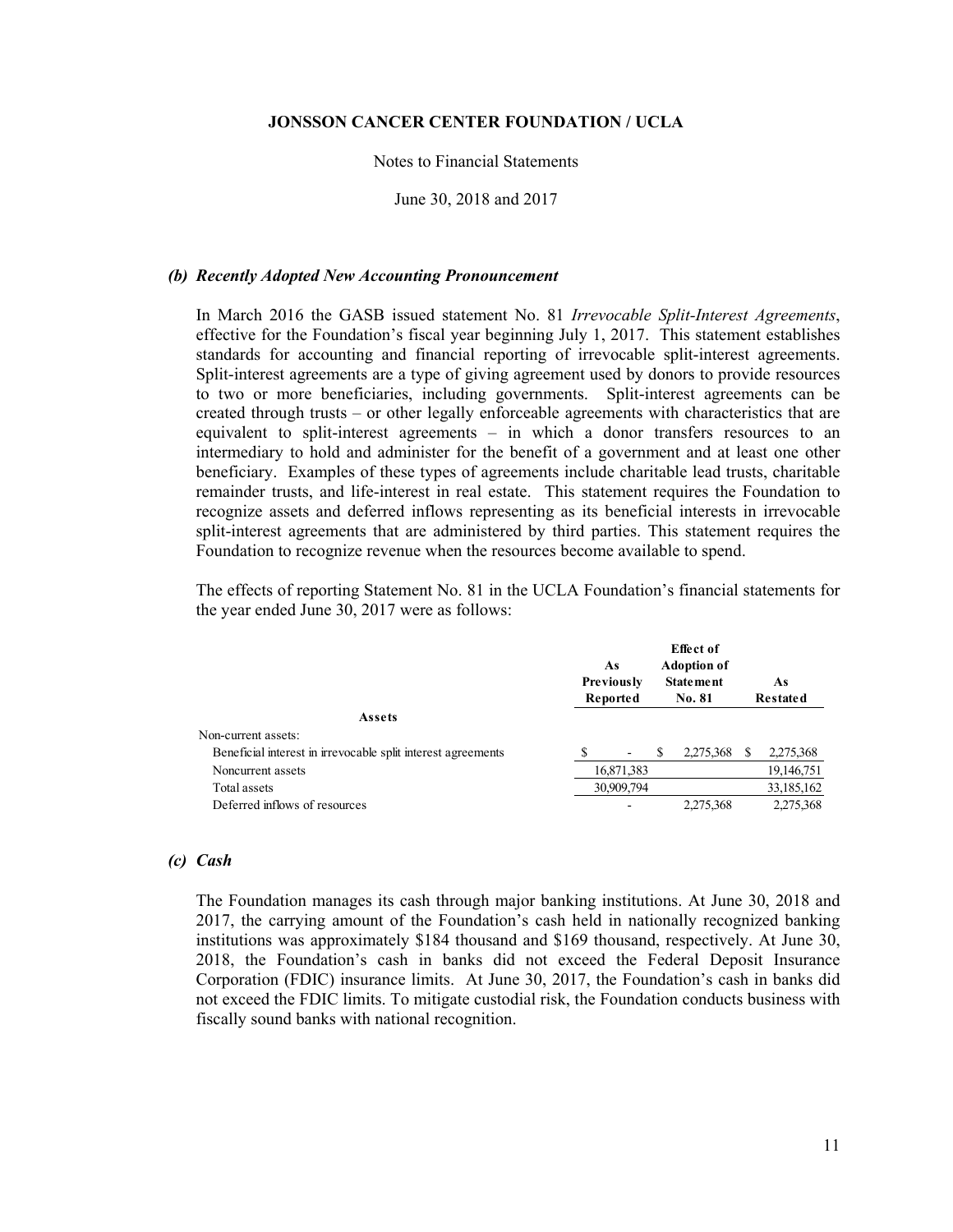**JONSSON CANCER CENTER FOUNDATION / UCLA**

Notes to Financial Statements

June 30, 2018 and 2017

### *(b) Recently Adopted New Accounting Pronouncement*

In March 2016 the GASB issued statement No. 81 *Irrevocable Split-Interest Agreements*, effective for the Foundation's fiscal year beginning July 1, 2017. This statement establishes standards for accounting and financial reporting of irrevocable split-interest agreements. Split-interest agreements are a type of giving agreement used by donors to provide resources to two or more beneficiaries, including governments. Split-interest agreements can be created through trusts – or other legally enforceable agreements with characteristics that are equivalent to split-interest agreements – in which a donor transfers resources to an intermediary to hold and administer for the benefit of a government and at least one other beneficiary. Examples of these types of agreements include charitable lead trusts, charitable remainder trusts, and life-interest in real estate. This statement requires the Foundation to recognize assets and deferred inflows representing as its beneficial interests in irrevocable split-interest agreements that are administered by third parties. This statement requires the Foundation to recognize revenue when the resources become available to spend.

The effects of reporting Statement No. 81 in the UCLA Foundation's financial statements for the year ended June 30, 2017 were as follows:

| | As Previously Reported | Effect of Adoption of Statement No. 81 | As Restated |
|---|---|---|---|
| **Assets** | | | |
| Non-current assets: | | | |
| Beneficial interest in irrevocable split interest agreements | $ - | $ 2,275,368 | $ 2,275,368 |
| Noncurrent assets | 16,871,383 | | 19,146,751 |
| Total assets | 30,909,794 | | 33,185,162 |
| Deferred inflows of resources | - | 2,275,368 | 2,275,368 |

### *(c) Cash*

The Foundation manages its cash through major banking institutions. At June 30, 2018 and 2017, the carrying amount of the Foundation's cash held in nationally recognized banking institutions was approximately $184 thousand and $169 thousand, respectively. At June 30, 2018, the Foundation's cash in banks did not exceed the Federal Deposit Insurance Corporation (FDIC) insurance limits. At June 30, 2017, the Foundation's cash in banks did not exceed the FDIC limits. To mitigate custodial risk, the Foundation conducts business with fiscally sound banks with national recognition.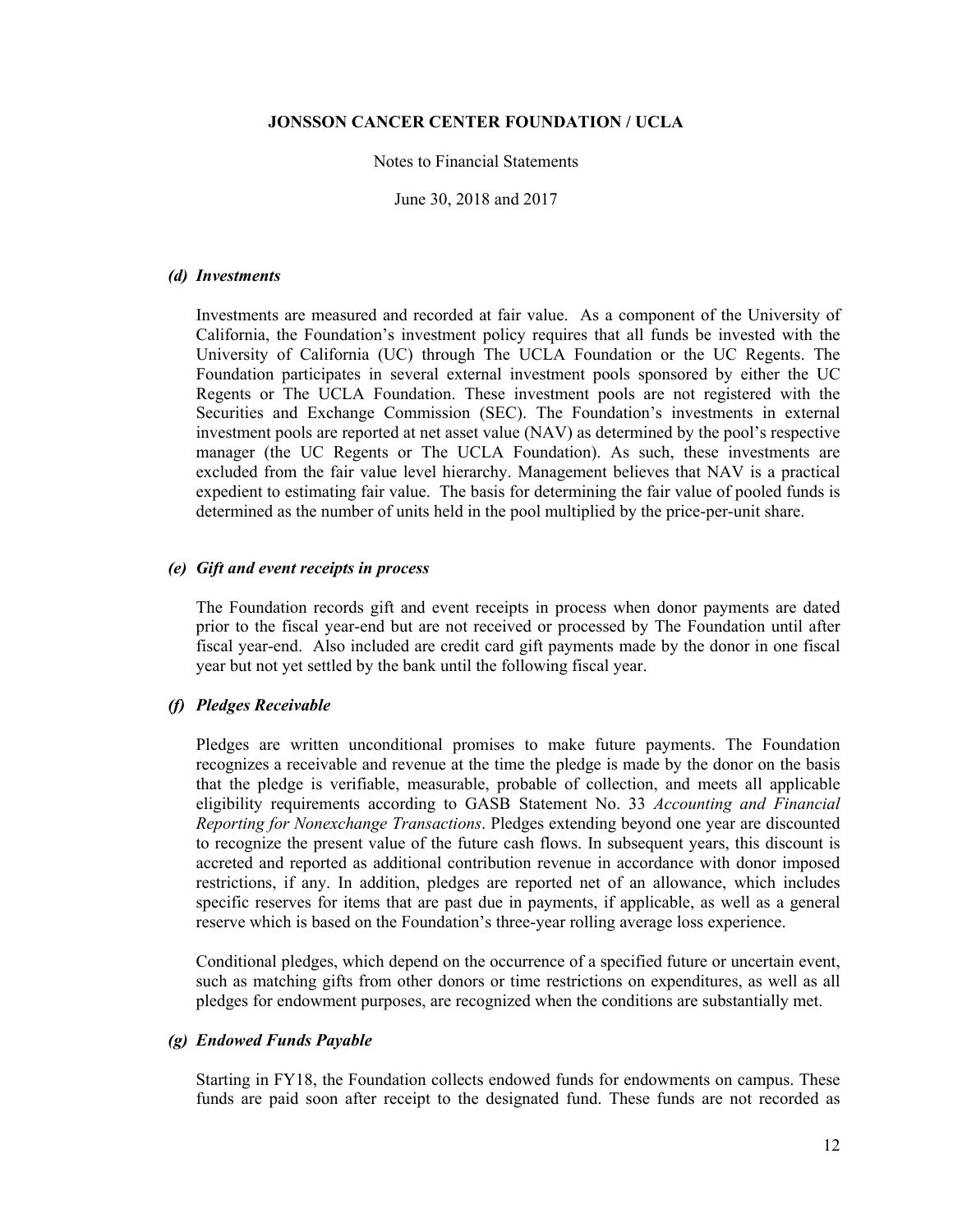### *(d) Investments*

Investments are measured and recorded at fair value. As a component of the University of California, the Foundation's investment policy requires that all funds be invested with the University of California (UC) through The UCLA Foundation or the UC Regents. The Foundation participates in several external investment pools sponsored by either the UC Regents or The UCLA Foundation. These investment pools are not registered with the Securities and Exchange Commission (SEC). The Foundation's investments in external investment pools are reported at net asset value (NAV) as determined by the pool's respective manager (the UC Regents or The UCLA Foundation). As such, these investments are excluded from the fair value level hierarchy. Management believes that NAV is a practical expedient to estimating fair value. The basis for determining the fair value of pooled funds is determined as the number of units held in the pool multiplied by the price-per-unit share.

### *(e) Gift and event receipts in process*

The Foundation records gift and event receipts in process when donor payments are dated prior to the fiscal year-end but are not received or processed by The Foundation until after fiscal year-end. Also included are credit card gift payments made by the donor in one fiscal year but not yet settled by the bank until the following fiscal year.

### *(f) Pledges Receivable*

Pledges are written unconditional promises to make future payments. The Foundation recognizes a receivable and revenue at the time the pledge is made by the donor on the basis that the pledge is verifiable, measurable, probable of collection, and meets all applicable eligibility requirements according to GASB Statement No. 33 *Accounting and Financial Reporting for Nonexchange Transactions*. Pledges extending beyond one year are discounted to recognize the present value of the future cash flows. In subsequent years, this discount is accreted and reported as additional contribution revenue in accordance with donor imposed restrictions, if any. In addition, pledges are reported net of an allowance, which includes specific reserves for items that are past due in payments, if applicable, as well as a general reserve which is based on the Foundation's three-year rolling average loss experience.

Conditional pledges, which depend on the occurrence of a specified future or uncertain event, such as matching gifts from other donors or time restrictions on expenditures, as well as all pledges for endowment purposes, are recognized when the conditions are substantially met.

### *(g) Endowed Funds Payable*

Starting in FY18, the Foundation collects endowed funds for endowments on campus. These funds are paid soon after receipt to the designated fund. These funds are not recorded as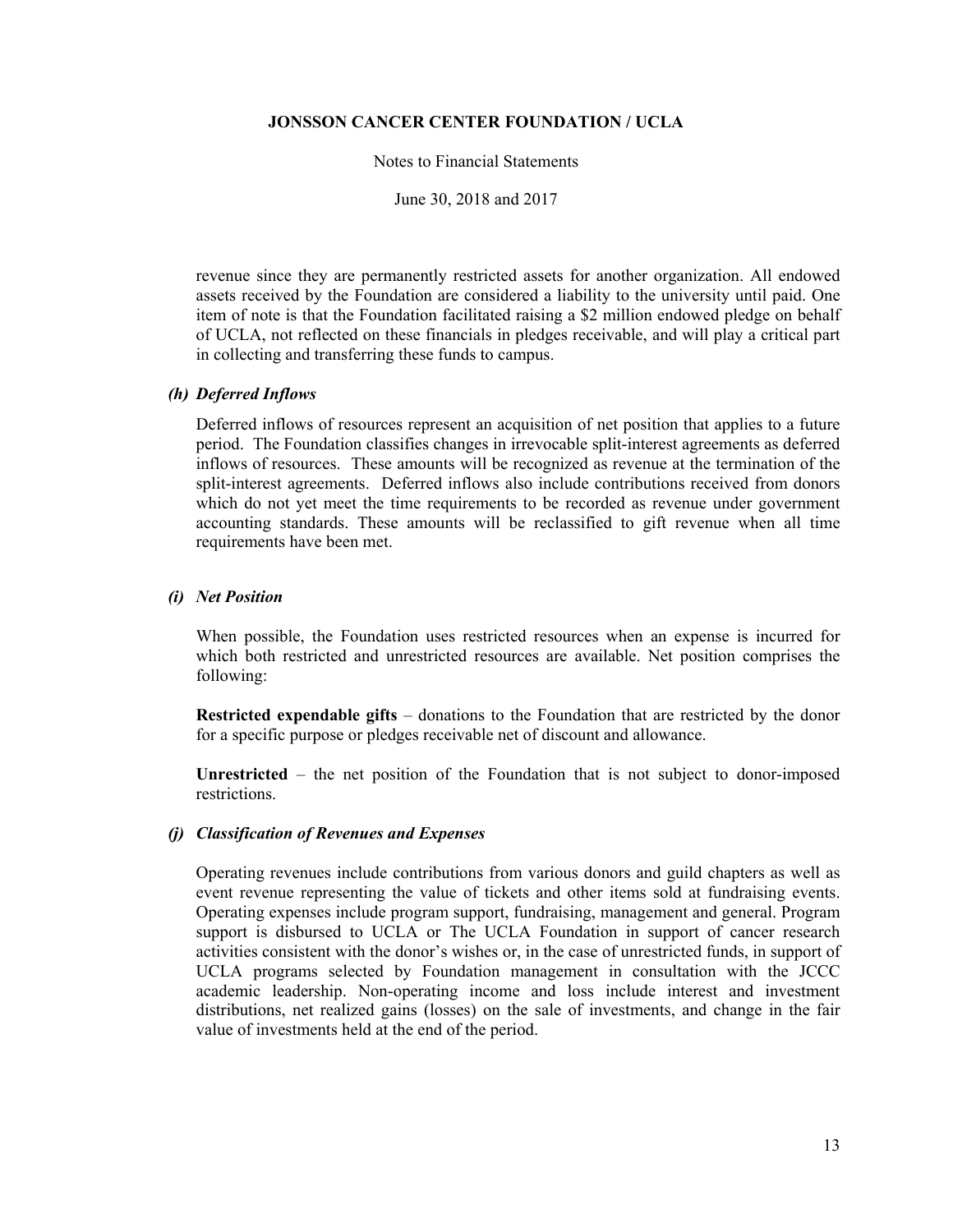revenue since they are permanently restricted assets for another organization. All endowed assets received by the Foundation are considered a liability to the university until paid. One item of note is that the Foundation facilitated raising a $2 million endowed pledge on behalf of UCLA, not reflected on these financials in pledges receivable, and will play a critical part in collecting and transferring these funds to campus.

### *(h) Deferred Inflows*

Deferred inflows of resources represent an acquisition of net position that applies to a future period. The Foundation classifies changes in irrevocable split-interest agreements as deferred inflows of resources. These amounts will be recognized as revenue at the termination of the split-interest agreements. Deferred inflows also include contributions received from donors which do not yet meet the time requirements to be recorded as revenue under government accounting standards. These amounts will be reclassified to gift revenue when all time requirements have been met.

### *(i) Net Position*

When possible, the Foundation uses restricted resources when an expense is incurred for which both restricted and unrestricted resources are available. Net position comprises the following:

**Restricted expendable gifts** – donations to the Foundation that are restricted by the donor for a specific purpose or pledges receivable net of discount and allowance.

**Unrestricted** – the net position of the Foundation that is not subject to donor-imposed restrictions.

### *(j) Classification of Revenues and Expenses*

Operating revenues include contributions from various donors and guild chapters as well as event revenue representing the value of tickets and other items sold at fundraising events. Operating expenses include program support, fundraising, management and general. Program support is disbursed to UCLA or The UCLA Foundation in support of cancer research activities consistent with the donor's wishes or, in the case of unrestricted funds, in support of UCLA programs selected by Foundation management in consultation with the JCCC academic leadership. Non-operating income and loss include interest and investment distributions, net realized gains (losses) on the sale of investments, and change in the fair value of investments held at the end of the period.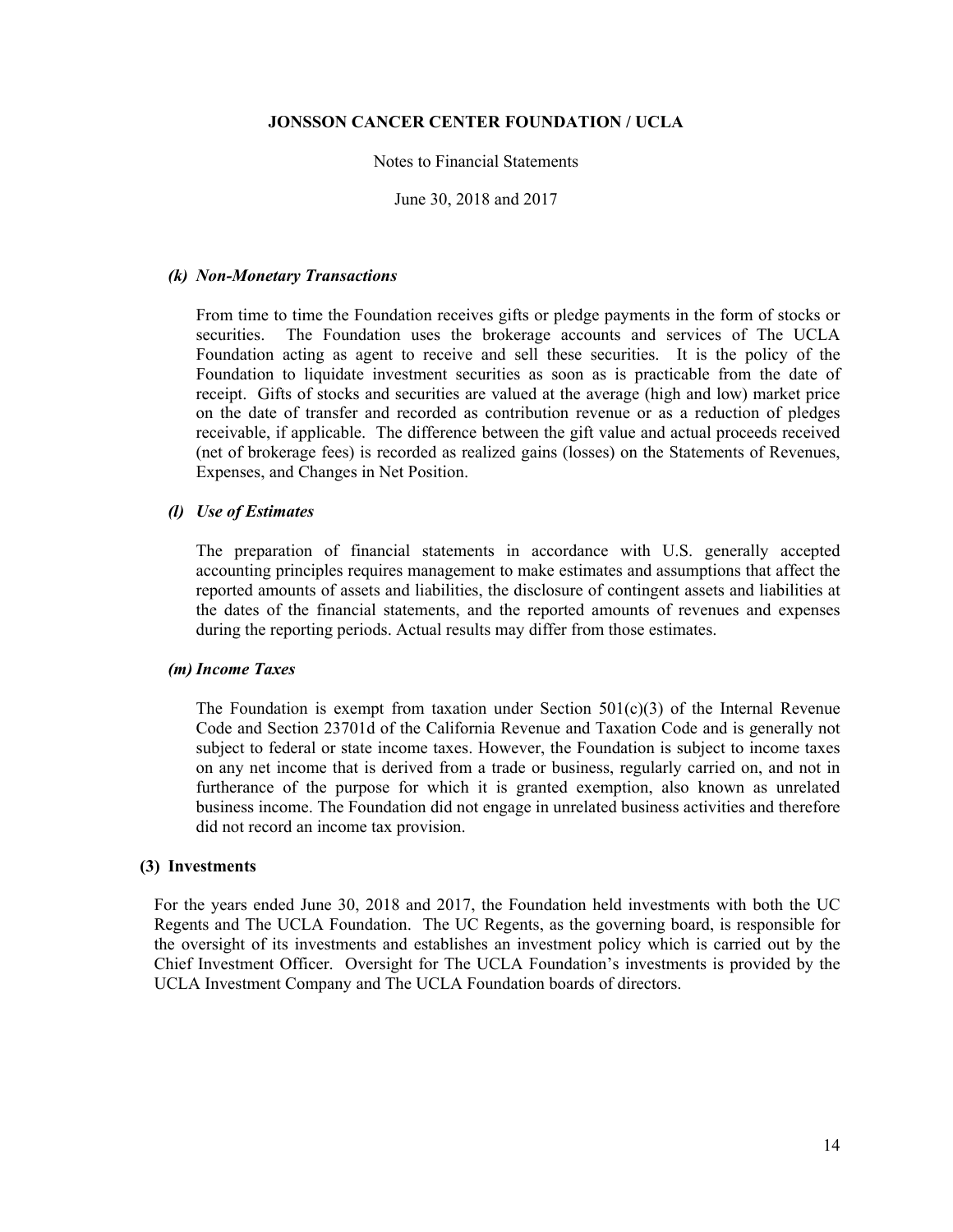#### *(k) Non-Monetary Transactions*

From time to time the Foundation receives gifts or pledge payments in the form of stocks or securities. The Foundation uses the brokerage accounts and services of The UCLA Foundation acting as agent to receive and sell these securities. It is the policy of the Foundation to liquidate investment securities as soon as is practicable from the date of receipt. Gifts of stocks and securities are valued at the average (high and low) market price on the date of transfer and recorded as contribution revenue or as a reduction of pledges receivable, if applicable. The difference between the gift value and actual proceeds received (net of brokerage fees) is recorded as realized gains (losses) on the Statements of Revenues, Expenses, and Changes in Net Position.

#### *(l) Use of Estimates*

The preparation of financial statements in accordance with U.S. generally accepted accounting principles requires management to make estimates and assumptions that affect the reported amounts of assets and liabilities, the disclosure of contingent assets and liabilities at the dates of the financial statements, and the reported amounts of revenues and expenses during the reporting periods. Actual results may differ from those estimates.

#### *(m) Income Taxes*

The Foundation is exempt from taxation under Section 501(c)(3) of the Internal Revenue Code and Section 23701d of the California Revenue and Taxation Code and is generally not subject to federal or state income taxes. However, the Foundation is subject to income taxes on any net income that is derived from a trade or business, regularly carried on, and not in furtherance of the purpose for which it is granted exemption, also known as unrelated business income. The Foundation did not engage in unrelated business activities and therefore did not record an income tax provision.

### (3) Investments

For the years ended June 30, 2018 and 2017, the Foundation held investments with both the UC Regents and The UCLA Foundation. The UC Regents, as the governing board, is responsible for the oversight of its investments and establishes an investment policy which is carried out by the Chief Investment Officer. Oversight for The UCLA Foundation's investments is provided by the UCLA Investment Company and The UCLA Foundation boards of directors.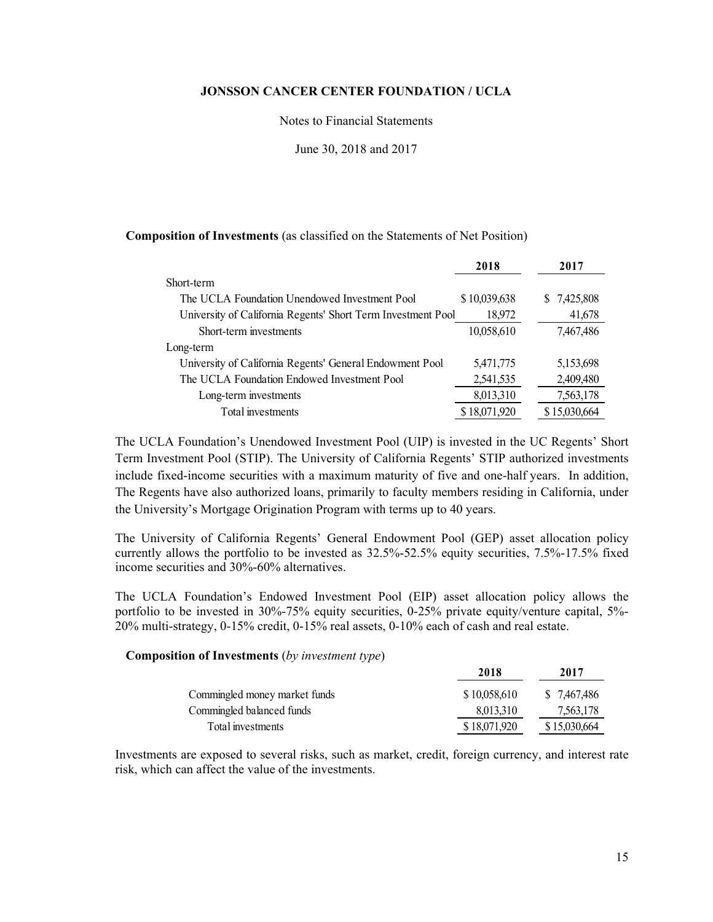**Composition of Investments** (as classified on the Statements of Net Position)

| | 2018 | 2017 |
|---|---|---|
| Short-term | | |
| The UCLA Foundation Unendowed Investment Pool | $ 10,039,638 | $ 7,425,808 |
| University of California Regents' Short Term Investment Pool | 18,972 | 41,678 |
| Short-term investments | 10,058,610 | 7,467,486 |
| Long-term | | |
| University of California Regents' General Endowment Pool | 5,471,775 | 5,153,698 |
| The UCLA Foundation Endowed Investment Pool | 2,541,535 | 2,409,480 |
| Long-term investments | 8,013,310 | 7,563,178 |
| Total investments | $ 18,071,920 | $ 15,030,664 |

The UCLA Foundation's Unendowed Investment Pool (UIP) is invested in the UC Regents' Short Term Investment Pool (STIP). The University of California Regents' STIP authorized investments include fixed-income securities with a maximum maturity of five and one-half years. In addition, The Regents have also authorized loans, primarily to faculty members residing in California, under the University's Mortgage Origination Program with terms up to 40 years.

The University of California Regents' General Endowment Pool (GEP) asset allocation policy currently allows the portfolio to be invested as 32.5%-52.5% equity securities, 7.5%-17.5% fixed income securities and 30%-60% alternatives.

The UCLA Foundation's Endowed Investment Pool (EIP) asset allocation policy allows the portfolio to be invested in 30%-75% equity securities, 0-25% private equity/venture capital, 5%-20% multi-strategy, 0-15% credit, 0-15% real assets, 0-10% each of cash and real estate.

**Composition of Investments** (*by investment type*)

| | 2018 | 2017 |
|---|---|---|
| Commingled money market funds | $ 10,058,610 | $ 7,467,486 |
| Commingled balanced funds | 8,013,310 | 7,563,178 |
| Total investments | $ 18,071,920 | $ 15,030,664 |

Investments are exposed to several risks, such as market, credit, foreign currency, and interest rate risk, which can affect the value of the investments.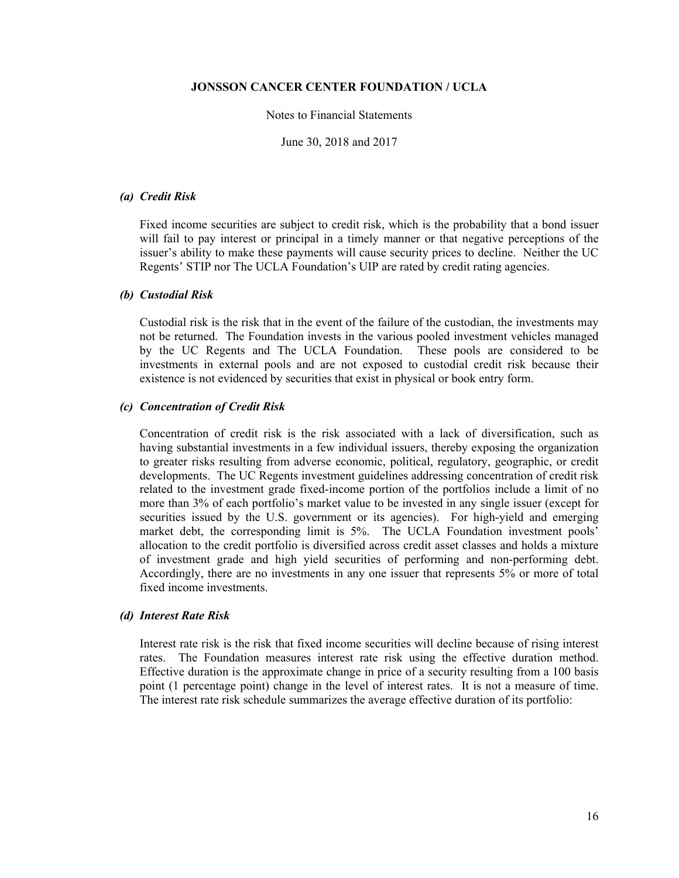### *(a) Credit Risk*

Fixed income securities are subject to credit risk, which is the probability that a bond issuer will fail to pay interest or principal in a timely manner or that negative perceptions of the issuer's ability to make these payments will cause security prices to decline. Neither the UC Regents' STIP nor The UCLA Foundation's UIP are rated by credit rating agencies.

### *(b) Custodial Risk*

Custodial risk is the risk that in the event of the failure of the custodian, the investments may not be returned. The Foundation invests in the various pooled investment vehicles managed by the UC Regents and The UCLA Foundation. These pools are considered to be investments in external pools and are not exposed to custodial credit risk because their existence is not evidenced by securities that exist in physical or book entry form.

### *(c) Concentration of Credit Risk*

Concentration of credit risk is the risk associated with a lack of diversification, such as having substantial investments in a few individual issuers, thereby exposing the organization to greater risks resulting from adverse economic, political, regulatory, geographic, or credit developments. The UC Regents investment guidelines addressing concentration of credit risk related to the investment grade fixed-income portion of the portfolios include a limit of no more than 3% of each portfolio's market value to be invested in any single issuer (except for securities issued by the U.S. government or its agencies). For high-yield and emerging market debt, the corresponding limit is 5%. The UCLA Foundation investment pools' allocation to the credit portfolio is diversified across credit asset classes and holds a mixture of investment grade and high yield securities of performing and non-performing debt. Accordingly, there are no investments in any one issuer that represents 5% or more of total fixed income investments.

### *(d) Interest Rate Risk*

Interest rate risk is the risk that fixed income securities will decline because of rising interest rates. The Foundation measures interest rate risk using the effective duration method. Effective duration is the approximate change in price of a security resulting from a 100 basis point (1 percentage point) change in the level of interest rates. It is not a measure of time. The interest rate risk schedule summarizes the average effective duration of its portfolio: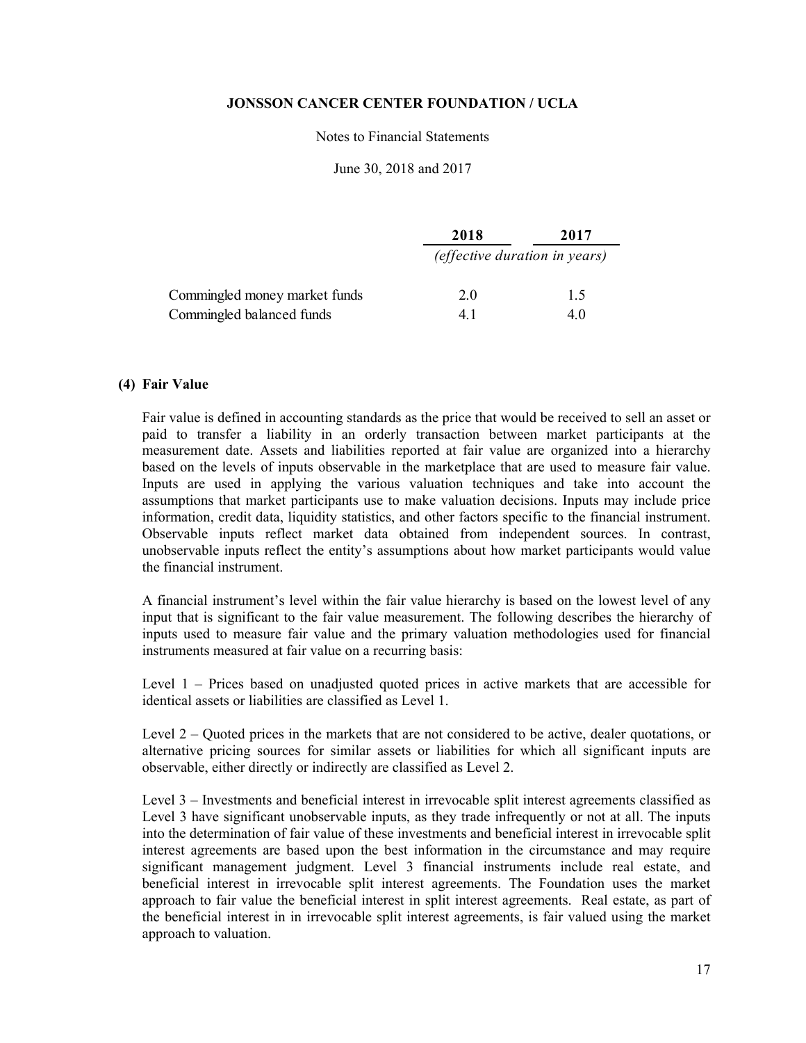| | 2018 | 2017 |
|---|---|---|
| | *(effective duration in years)* | |
| Commingled money market funds | 2.0 | 1.5 |
| Commingled balanced funds | 4.1 | 4.0 |

## (4) Fair Value

Fair value is defined in accounting standards as the price that would be received to sell an asset or paid to transfer a liability in an orderly transaction between market participants at the measurement date. Assets and liabilities reported at fair value are organized into a hierarchy based on the levels of inputs observable in the marketplace that are used to measure fair value. Inputs are used in applying the various valuation techniques and take into account the assumptions that market participants use to make valuation decisions. Inputs may include price information, credit data, liquidity statistics, and other factors specific to the financial instrument. Observable inputs reflect market data obtained from independent sources. In contrast, unobservable inputs reflect the entity's assumptions about how market participants would value the financial instrument.

A financial instrument's level within the fair value hierarchy is based on the lowest level of any input that is significant to the fair value measurement. The following describes the hierarchy of inputs used to measure fair value and the primary valuation methodologies used for financial instruments measured at fair value on a recurring basis:

Level 1 – Prices based on unadjusted quoted prices in active markets that are accessible for identical assets or liabilities are classified as Level 1.

Level 2 – Quoted prices in the markets that are not considered to be active, dealer quotations, or alternative pricing sources for similar assets or liabilities for which all significant inputs are observable, either directly or indirectly are classified as Level 2.

Level 3 – Investments and beneficial interest in irrevocable split interest agreements classified as Level 3 have significant unobservable inputs, as they trade infrequently or not at all. The inputs into the determination of fair value of these investments and beneficial interest in irrevocable split interest agreements are based upon the best information in the circumstance and may require significant management judgment. Level 3 financial instruments include real estate, and beneficial interest in irrevocable split interest agreements. The Foundation uses the market approach to fair value the beneficial interest in split interest agreements. Real estate, as part of the beneficial interest in in irrevocable split interest agreements, is fair valued using the market approach to valuation.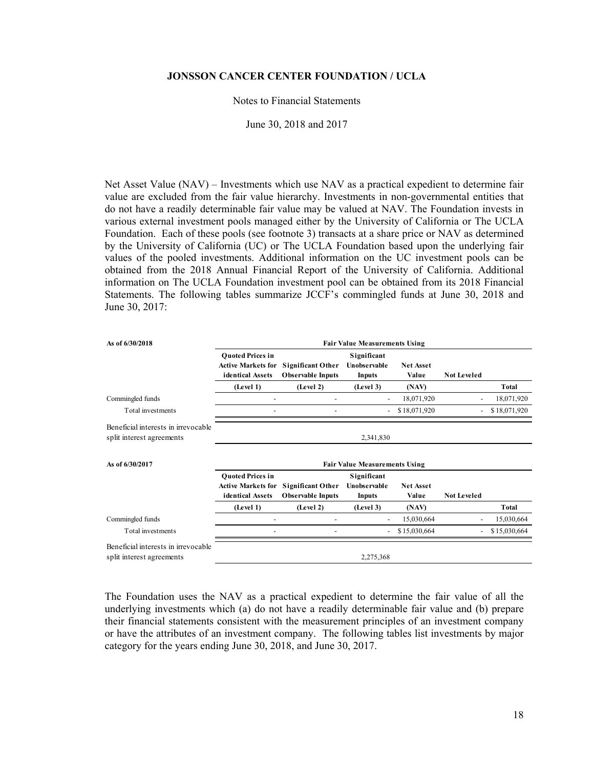Net Asset Value (NAV) – Investments which use NAV as a practical expedient to determine fair value are excluded from the fair value hierarchy. Investments in non-governmental entities that do not have a readily determinable fair value may be valued at NAV. The Foundation invests in various external investment pools managed either by the University of California or The UCLA Foundation. Each of these pools (see footnote 3) transacts at a share price or NAV as determined by the University of California (UC) or The UCLA Foundation based upon the underlying fair values of the pooled investments. Additional information on the UC investment pools can be obtained from the 2018 Annual Financial Report of the University of California. Additional information on The UCLA Foundation investment pool can be obtained from its 2018 Financial Statements. The following tables summarize JCCF's commingled funds at June 30, 2018 and June 30, 2017:

| As of 6/30/2018 | Fair Value Measurements Using | | | | | |
|---|---|---|---|---|---|---|
| | Quoted Prices in Active Markets for identical Assets | Significant Other Observable Inputs | Significant Unobservable Inputs | Net Asset Value | Not Leveled | |
| | (Level 1) | (Level 2) | (Level 3) | (NAV) | | Total |
| Commingled funds | - | - | - | 18,071,920 | - | 18,071,920 |
| Total investments | - | - | - | $ 18,071,920 | - | $ 18,071,920 |
| Beneficial interests in irrevocable split interest agreements | | | 2,341,830 | | | |

| As of 6/30/2017 | Fair Value Measurements Using | | | | | |
|---|---|---|---|---|---|---|
| | Quoted Prices in Active Markets for identical Assets | Significant Other Observable Inputs | Significant Unobservable Inputs | Net Asset Value | Not Leveled | |
| | (Level 1) | (Level 2) | (Level 3) | (NAV) | | Total |
| Commingled funds | - | - | - | 15,030,664 | - | 15,030,664 |
| Total investments | - | - | - | $ 15,030,664 | - | $ 15,030,664 |
| Beneficial interests in irrevocable split interest agreements | | | 2,275,368 | | | |

The Foundation uses the NAV as a practical expedient to determine the fair value of all the underlying investments which (a) do not have a readily determinable fair value and (b) prepare their financial statements consistent with the measurement principles of an investment company or have the attributes of an investment company. The following tables list investments by major category for the years ending June 30, 2018, and June 30, 2017.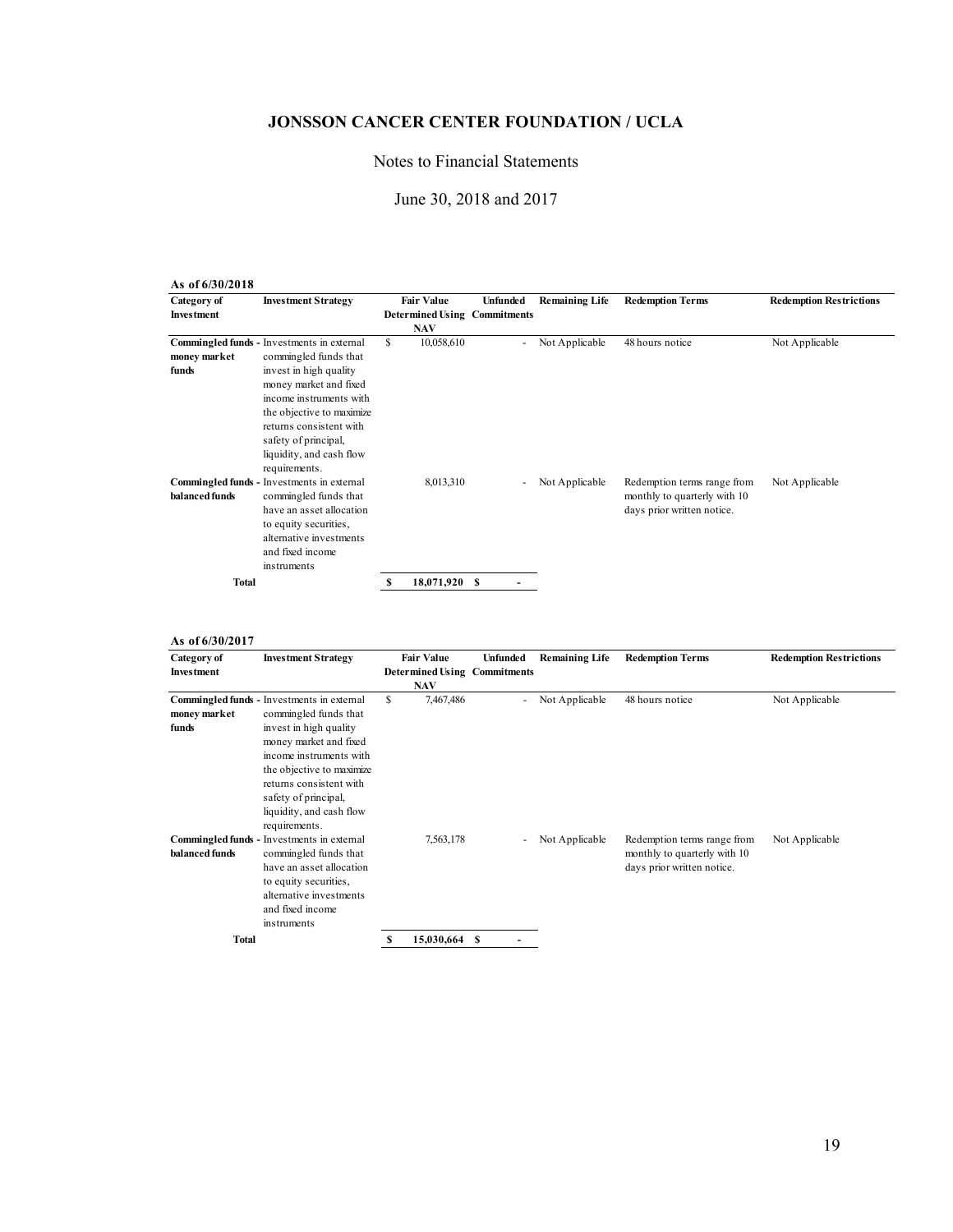# JONSSON CANCER CENTER FOUNDATION / UCLA

Notes to Financial Statements

June 30, 2018 and 2017

**As of 6/30/2018**

| Category of Investment | Investment Strategy | Fair Value Determined Using NAV | Unfunded Commitments | Remaining Life | Redemption Terms | Redemption Restrictions |
|---|---|---|---|---|---|---|
| **Commingled funds - money market funds** | Investments in external commingled funds that invest in high quality money market and fixed income instruments with the objective to maximize returns consistent with safety of principal, liquidity, and cash flow requirements. | $ 10,058,610 | - | Not Applicable | 48 hours notice | Not Applicable |
| **Commingled funds - balanced funds** | Investments in external commingled funds that have an asset allocation to equity securities, alternative investments and fixed income instruments | 8,013,310 | - | Not Applicable | Redemption terms range from monthly to quarterly with 10 days prior written notice. | Not Applicable |
| **Total** | | **$ 18,071,920** | **$ -** | | | |

**As of 6/30/2017**

| Category of Investment | Investment Strategy | Fair Value Determined Using NAV | Unfunded Commitments | Remaining Life | Redemption Terms | Redemption Restrictions |
|---|---|---|---|---|---|---|
| **Commingled funds - money market funds** | Investments in external commingled funds that invest in high quality money market and fixed income instruments with the objective to maximize returns consistent with safety of principal, liquidity, and cash flow requirements. | $ 7,467,486 | - | Not Applicable | 48 hours notice | Not Applicable |
| **Commingled funds - balanced funds** | Investments in external commingled funds that have an asset allocation to equity securities, alternative investments and fixed income instruments | 7,563,178 | - | Not Applicable | Redemption terms range from monthly to quarterly with 10 days prior written notice. | Not Applicable |
| **Total** | | **$ 15,030,664** | **$ -** | | | |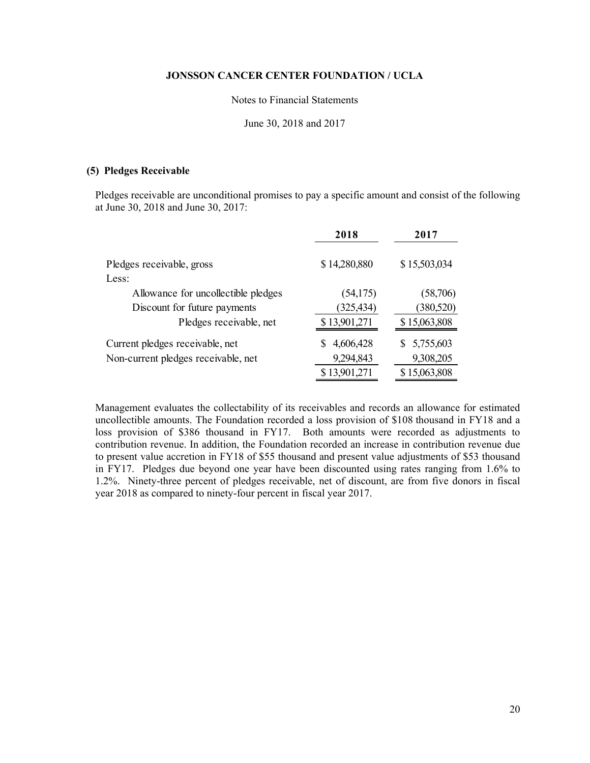**JONSSON CANCER CENTER FOUNDATION / UCLA**

Notes to Financial Statements

June 30, 2018 and 2017

### (5) Pledges Receivable

Pledges receivable are unconditional promises to pay a specific amount and consist of the following at June 30, 2018 and June 30, 2017:

| | 2018 | 2017 |
|---|---|---|
| Pledges receivable, gross | $ 14,280,880 | $ 15,503,034 |
| Less: | | |
| Allowance for uncollectible pledges | (54,175) | (58,706) |
| Discount for future payments | (325,434) | (380,520) |
| Pledges receivable, net | $ 13,901,271 | $ 15,063,808 |
| Current pledges receivable, net | $ 4,606,428 | $ 5,755,603 |
| Non-current pledges receivable, net | 9,294,843 | 9,308,205 |
| | $ 13,901,271 | $ 15,063,808 |

Management evaluates the collectability of its receivables and records an allowance for estimated uncollectible amounts. The Foundation recorded a loss provision of $108 thousand in FY18 and a loss provision of $386 thousand in FY17. Both amounts were recorded as adjustments to contribution revenue. In addition, the Foundation recorded an increase in contribution revenue due to present value accretion in FY18 of $55 thousand and present value adjustments of $53 thousand in FY17. Pledges due beyond one year have been discounted using rates ranging from 1.6% to 1.2%. Ninety-three percent of pledges receivable, net of discount, are from five donors in fiscal year 2018 as compared to ninety-four percent in fiscal year 2017.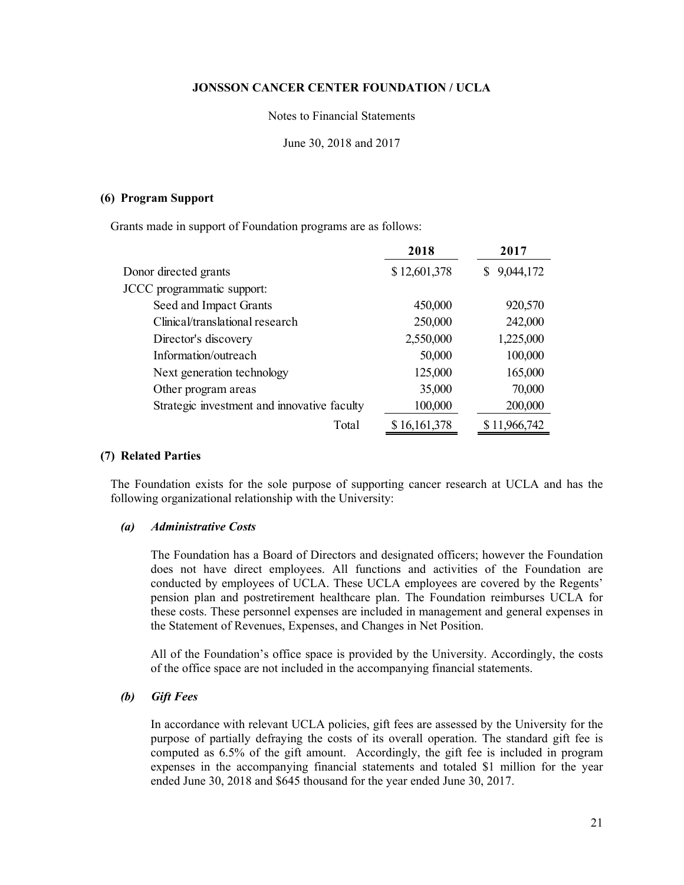# JONSSON CANCER CENTER FOUNDATION / UCLA

Notes to Financial Statements

June 30, 2018 and 2017

## (6) Program Support

Grants made in support of Foundation programs are as follows:

| | 2018 | 2017 |
|---|---|---|
| Donor directed grants | $ 12,601,378 | $ 9,044,172 |
| JCCC programmatic support: | | |
| Seed and Impact Grants | 450,000 | 920,570 |
| Clinical/translational research | 250,000 | 242,000 |
| Director's discovery | 2,550,000 | 1,225,000 |
| Information/outreach | 50,000 | 100,000 |
| Next generation technology | 125,000 | 165,000 |
| Other program areas | 35,000 | 70,000 |
| Strategic investment and innovative faculty | 100,000 | 200,000 |
| Total | $ 16,161,378 | $ 11,966,742 |

## (7) Related Parties

The Foundation exists for the sole purpose of supporting cancer research at UCLA and has the following organizational relationship with the University:

### *(a) Administrative Costs*

The Foundation has a Board of Directors and designated officers; however the Foundation does not have direct employees. All functions and activities of the Foundation are conducted by employees of UCLA. These UCLA employees are covered by the Regents' pension plan and postretirement healthcare plan. The Foundation reimburses UCLA for these costs. These personnel expenses are included in management and general expenses in the Statement of Revenues, Expenses, and Changes in Net Position.

All of the Foundation's office space is provided by the University. Accordingly, the costs of the office space are not included in the accompanying financial statements.

### *(b) Gift Fees*

In accordance with relevant UCLA policies, gift fees are assessed by the University for the purpose of partially defraying the costs of its overall operation. The standard gift fee is computed as 6.5% of the gift amount. Accordingly, the gift fee is included in program expenses in the accompanying financial statements and totaled $1 million for the year ended June 30, 2018 and $645 thousand for the year ended June 30, 2017.